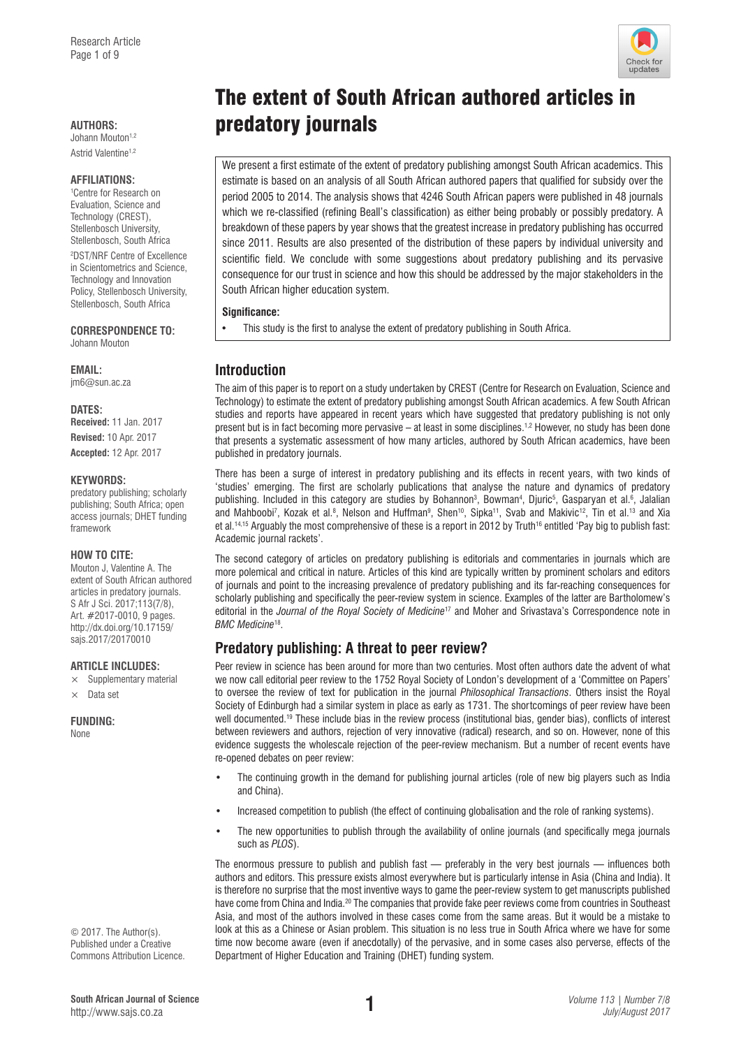# The extent of South African authored articles in predatory journals

**AUTHORS:**
Johann Mouton[1,2]
Astrid Valentine[1,2]

**AFFILIATIONS:**
[1]Centre for Research on Evaluation, Science and Technology (CREST), Stellenbosch University, Stellenbosch, South Africa
[2]DST/NRF Centre of Excellence in Scientometrics and Science, Technology and Innovation Policy, Stellenbosch University, Stellenbosch, South Africa

**CORRESPONDENCE TO:**
Johann Mouton

**EMAIL:**
jm6@sun.ac.za

**DATES:**
**Received:** 11 Jan. 2017
**Revised:** 10 Apr. 2017
**Accepted:** 12 Apr. 2017

**KEYWORDS:**
predatory publishing; scholarly publishing; South Africa; open access journals; DHET funding framework

**HOW TO CITE:**
Mouton J, Valentine A. The extent of South African authored articles in predatory journals. S Afr J Sci. 2017;113(7/8), Art. #2017-0010, 9 pages. http://dx.doi.org/10.17159/sajs.2017/20170010

**ARTICLE INCLUDES:**
× Supplementary material
× Data set

**FUNDING:**
None

© 2017. The Author(s). Published under a Creative Commons Attribution Licence.

We present a first estimate of the extent of predatory publishing amongst South African academics. This estimate is based on an analysis of all South African authored papers that qualified for subsidy over the period 2005 to 2014. The analysis shows that 4246 South African papers were published in 48 journals which we re-classified (refining Beall's classification) as either being probably or possibly predatory. A breakdown of these papers by year shows that the greatest increase in predatory publishing has occurred since 2011. Results are also presented of the distribution of these papers by individual university and scientific field. We conclude with some suggestions about predatory publishing and its pervasive consequence for our trust in science and how this should be addressed by the major stakeholders in the South African higher education system.

**Significance:**

- This study is the first to analyse the extent of predatory publishing in South Africa.

## Introduction

The aim of this paper is to report on a study undertaken by CREST (Centre for Research on Evaluation, Science and Technology) to estimate the extent of predatory publishing amongst South African academics. A few South African studies and reports have appeared in recent years which have suggested that predatory publishing is not only present but is in fact becoming more pervasive – at least in some disciplines.[1,2] However, no study has been done that presents a systematic assessment of how many articles, authored by South African academics, have been published in predatory journals.

There has been a surge of interest in predatory publishing and its effects in recent years, with two kinds of 'studies' emerging. The first are scholarly publications that analyse the nature and dynamics of predatory publishing. Included in this category are studies by Bohannon[3], Bowman[4], Djuric[5], Gasparyan et al.[6], Jalalian and Mahboobi[7], Kozak et al.[8], Nelson and Huffman[9], Shen[10], Sipka[11], Svab and Makivic[12], Tin et al.[13] and Xia et al.[14,15] Arguably the most comprehensive of these is a report in 2012 by Truth[16] entitled 'Pay big to publish fast: Academic journal rackets'.

The second category of articles on predatory publishing is editorials and commentaries in journals which are more polemical and critical in nature. Articles of this kind are typically written by prominent scholars and editors of journals and point to the increasing prevalence of predatory publishing and its far-reaching consequences for scholarly publishing and specifically the peer-review system in science. Examples of the latter are Bartholomew's editorial in the *Journal of the Royal Society of Medicine*[17] and Moher and Srivastava's Correspondence note in *BMC Medicine*[18].

## Predatory publishing: A threat to peer review?

Peer review in science has been around for more than two centuries. Most often authors date the advent of what we now call editorial peer review to the 1752 Royal Society of London's development of a 'Committee on Papers' to oversee the review of text for publication in the journal *Philosophical Transactions*. Others insist the Royal Society of Edinburgh had a similar system in place as early as 1731. The shortcomings of peer review have been well documented.[19] These include bias in the review process (institutional bias, gender bias), conflicts of interest between reviewers and authors, rejection of very innovative (radical) research, and so on. However, none of this evidence suggests the wholescale rejection of the peer-review mechanism. But a number of recent events have re-opened debates on peer review:

- The continuing growth in the demand for publishing journal articles (role of new big players such as India and China).
- Increased competition to publish (the effect of continuing globalisation and the role of ranking systems).
- The new opportunities to publish through the availability of online journals (and specifically mega journals such as *PLOS*).

The enormous pressure to publish and publish fast — preferably in the very best journals — influences both authors and editors. This pressure exists almost everywhere but is particularly intense in Asia (China and India). It is therefore no surprise that the most inventive ways to game the peer-review system to get manuscripts published have come from China and India.[20] The companies that provide fake peer reviews come from countries in Southeast Asia, and most of the authors involved in these cases come from the same areas. But it would be a mistake to look at this as a Chinese or Asian problem. This situation is no less true in South Africa where we have for some time now become aware (even if anecdotally) of the pervasive, and in some cases also perverse, effects of the Department of Higher Education and Training (DHET) funding system.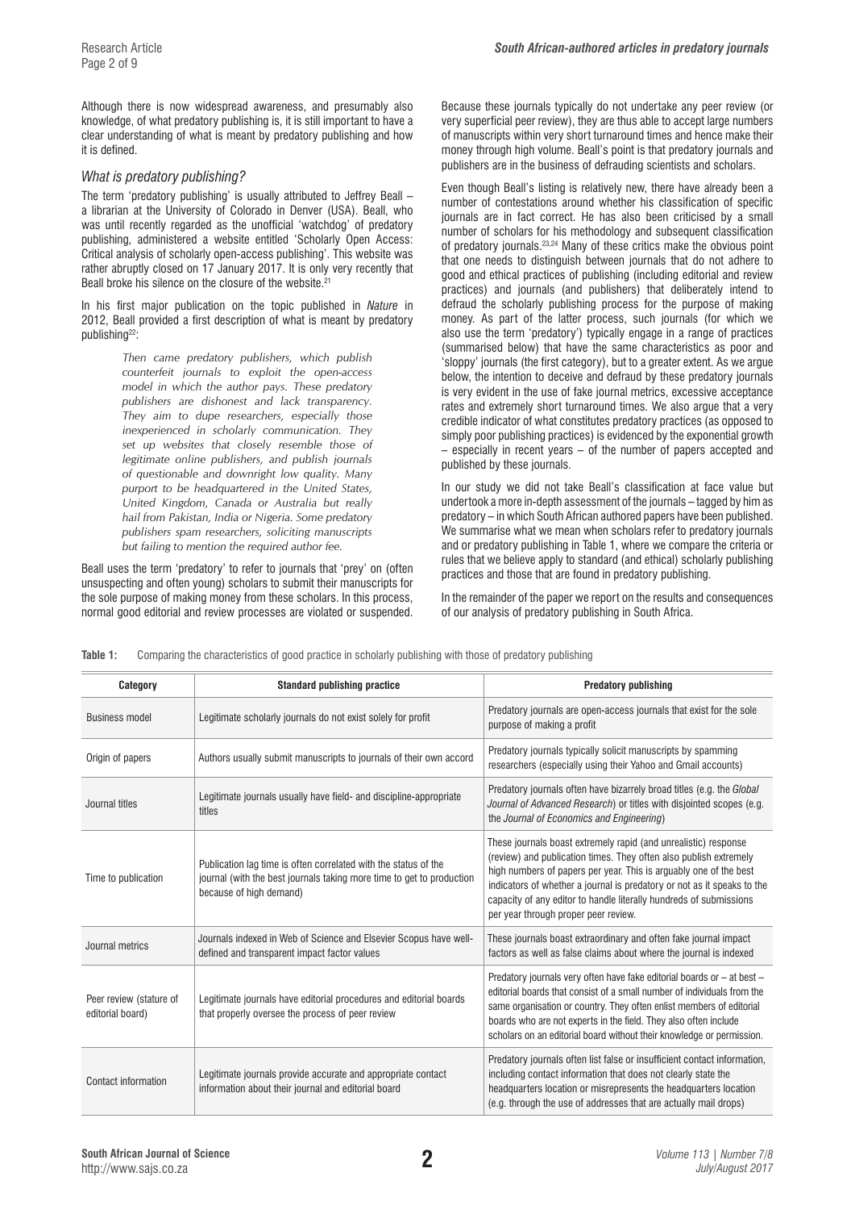Although there is now widespread awareness, and presumably also knowledge, of what predatory publishing is, it is still important to have a clear understanding of what is meant by predatory publishing and how it is defined.

### *What is predatory publishing?*

The term 'predatory publishing' is usually attributed to Jeffrey Beall – a librarian at the University of Colorado in Denver (USA). Beall, who was until recently regarded as the unofficial 'watchdog' of predatory publishing, administered a website entitled 'Scholarly Open Access: Critical analysis of scholarly open-access publishing'. This website was rather abruptly closed on 17 January 2017. It is only very recently that Beall broke his silence on the closure of the website.[21]

In his first major publication on the topic published in *Nature* in 2012, Beall provided a first description of what is meant by predatory publishing[22]:

> *Then came predatory publishers, which publish counterfeit journals to exploit the open-access model in which the author pays. These predatory publishers are dishonest and lack transparency. They aim to dupe researchers, especially those inexperienced in scholarly communication. They set up websites that closely resemble those of legitimate online publishers, and publish journals of questionable and downright low quality. Many purport to be headquartered in the United States, United Kingdom, Canada or Australia but really hail from Pakistan, India or Nigeria. Some predatory publishers spam researchers, soliciting manuscripts but failing to mention the required author fee.*

Beall uses the term 'predatory' to refer to journals that 'prey' on (often unsuspecting and often young) scholars to submit their manuscripts for the sole purpose of making money from these scholars. In this process, normal good editorial and review processes are violated or suspended. Because these journals typically do not undertake any peer review (or very superficial peer review), they are thus able to accept large numbers of manuscripts within very short turnaround times and hence make their money through high volume. Beall's point is that predatory journals and publishers are in the business of defrauding scientists and scholars.

Even though Beall's listing is relatively new, there have already been a number of contestations around whether his classification of specific journals are in fact correct. He has also been criticised by a small number of scholars for his methodology and subsequent classification of predatory journals.[23,24] Many of these critics make the obvious point that one needs to distinguish between journals that do not adhere to good and ethical practices of publishing (including editorial and review practices) and journals (and publishers) that deliberately intend to defraud the scholarly publishing process for the purpose of making money. As part of the latter process, such journals (for which we also use the term 'predatory') typically engage in a range of practices (summarised below) that have the same characteristics as poor and 'sloppy' journals (the first category), but to a greater extent. As we argue below, the intention to deceive and defraud by these predatory journals is very evident in the use of fake journal metrics, excessive acceptance rates and extremely short turnaround times. We also argue that a very credible indicator of what constitutes predatory practices (as opposed to simply poor publishing practices) is evidenced by the exponential growth – especially in recent years – of the number of papers accepted and published by these journals.

In our study we did not take Beall's classification at face value but undertook a more in-depth assessment of the journals – tagged by him as predatory – in which South African authored papers have been published. We summarise what we mean when scholars refer to predatory journals and or predatory publishing in Table 1, where we compare the criteria or rules that we believe apply to standard (and ethical) scholarly publishing practices and those that are found in predatory publishing.

In the remainder of the paper we report on the results and consequences of our analysis of predatory publishing in South Africa.

**Table 1:** Comparing the characteristics of good practice in scholarly publishing with those of predatory publishing

| Category | Standard publishing practice | Predatory publishing |
|---|---|---|
| Business model | Legitimate scholarly journals do not exist solely for profit | Predatory journals are open-access journals that exist for the sole purpose of making a profit |
| Origin of papers | Authors usually submit manuscripts to journals of their own accord | Predatory journals typically solicit manuscripts by spamming researchers (especially using their Yahoo and Gmail accounts) |
| Journal titles | Legitimate journals usually have field- and discipline-appropriate titles | Predatory journals often have bizarrely broad titles (e.g. the *Global Journal of Advanced Research*) or titles with disjointed scopes (e.g. the *Journal of Economics and Engineering*) |
| Time to publication | Publication lag time is often correlated with the status of the journal (with the best journals taking more time to get to production because of high demand) | These journals boast extremely rapid (and unrealistic) response (review) and publication times. They often also publish extremely high numbers of papers per year. This is arguably one of the best indicators of whether a journal is predatory or not as it speaks to the capacity of any editor to handle literally hundreds of submissions per year through proper peer review. |
| Journal metrics | Journals indexed in Web of Science and Elsevier Scopus have well-defined and transparent impact factor values | These journals boast extraordinary and often fake journal impact factors as well as false claims about where the journal is indexed |
| Peer review (stature of editorial board) | Legitimate journals have editorial procedures and editorial boards that properly oversee the process of peer review | Predatory journals very often have fake editorial boards or – at best – editorial boards that consist of a small number of individuals from the same organisation or country. They often enlist members of editorial boards who are not experts in the field. They also often include scholars on an editorial board without their knowledge or permission. |
| Contact information | Legitimate journals provide accurate and appropriate contact information about their journal and editorial board | Predatory journals often list false or insufficient contact information, including contact information that does not clearly state the headquarters location or misrepresents the headquarters location (e.g. through the use of addresses that are actually mail drops) |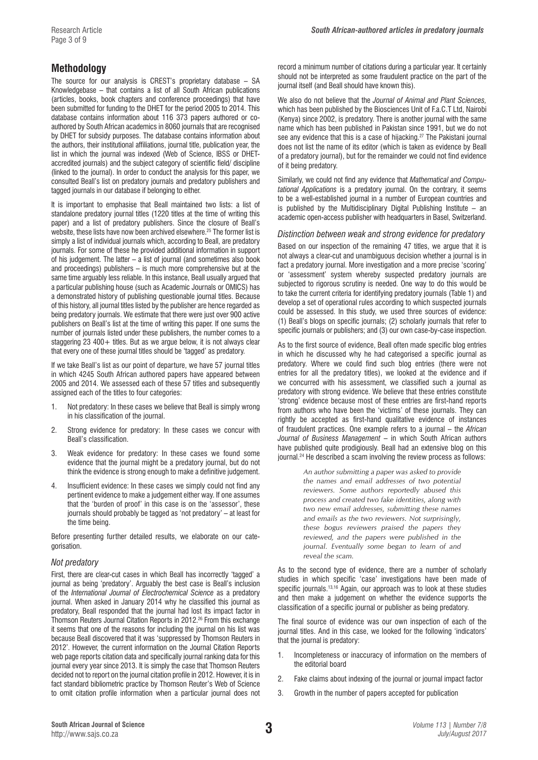## Methodology

The source for our analysis is CREST's proprietary database – SA Knowledgebase – that contains a list of all South African publications (articles, books, book chapters and conference proceedings) that have been submitted for funding to the DHET for the period 2005 to 2014. This database contains information about 116 373 papers authored or co-authored by South African academics in 8060 journals that are recognised by DHET for subsidy purposes. The database contains information about the authors, their institutional affiliations, journal title, publication year, the list in which the journal was indexed (Web of Science, IBSS or DHET-accredited journals) and the subject category of scientific field/ discipline (linked to the journal). In order to conduct the analysis for this paper, we consulted Beall's list on predatory journals and predatory publishers and tagged journals in our database if belonging to either.

It is important to emphasise that Beall maintained two lists: a list of standalone predatory journal titles (1220 titles at the time of writing this paper) and a list of predatory publishers. Since the closure of Beall's website, these lists have now been archived elsewhere.[25] The former list is simply a list of individual journals which, according to Beall, are predatory journals. For some of these he provided additional information in support of his judgement. The latter – a list of journal (and sometimes also book and proceedings) publishers – is much more comprehensive but at the same time arguably less reliable. In this instance, Beall usually argued that a particular publishing house (such as Academic Journals or OMICS) has a demonstrated history of publishing questionable journal titles. Because of this history, all journal titles listed by the publisher are hence regarded as being predatory journals. We estimate that there were just over 900 active publishers on Beall's list at the time of writing this paper. If one sums the number of journals listed under these publishers, the number comes to a staggering 23 400+ titles. But as we argue below, it is not always clear that every one of these journal titles should be 'tagged' as predatory.

If we take Beall's list as our point of departure, we have 57 journal titles in which 4245 South African authored papers have appeared between 2005 and 2014. We assessed each of these 57 titles and subsequently assigned each of the titles to four categories:

1. Not predatory: In these cases we believe that Beall is simply wrong in his classification of the journal.
2. Strong evidence for predatory: In these cases we concur with Beall's classification.
3. Weak evidence for predatory: In these cases we found some evidence that the journal might be a predatory journal, but do not think the evidence is strong enough to make a definitive judgement.
4. Insufficient evidence: In these cases we simply could not find any pertinent evidence to make a judgement either way. If one assumes that the 'burden of proof' in this case is on the 'assessor', these journals should probably be tagged as 'not predatory' – at least for the time being.

Before presenting further detailed results, we elaborate on our categorisation.

### *Not predatory*

First, there are clear-cut cases in which Beall has incorrectly 'tagged' a journal as being 'predatory'. Arguably the best case is Beall's inclusion of the *International Journal of Electrochemical Science* as a predatory journal. When asked in January 2014 why he classified this journal as predatory, Beall responded that the journal had lost its impact factor in Thomson Reuters Journal Citation Reports in 2012.[26] From this exchange it seems that one of the reasons for including the journal on his list was because Beall discovered that it was 'suppressed by Thomson Reuters in 2012'. However, the current information on the Journal Citation Reports web page reports citation data and specifically journal ranking data for this journal every year since 2013. It is simply the case that Thomson Reuters decided not to report on the journal citation profile in 2012. However, it is in fact standard bibliometric practice by Thomson Reuter's Web of Science to omit citation profile information when a particular journal does not record a minimum number of citations during a particular year. It certainly should not be interpreted as some fraudulent practice on the part of the journal itself (and Beall should have known this).

We also do not believe that the *Journal of Animal and Plant Sciences,* which has been published by the Biosciences Unit of F.a.C.T Ltd, Nairobi (Kenya) since 2002, is predatory. There is another journal with the same name which has been published in Pakistan since 1991, but we do not see any evidence that this is a case of hijacking.[27] The Pakistani journal does not list the name of its editor (which is taken as evidence by Beall of a predatory journal), but for the remainder we could not find evidence of it being predatory.

Similarly, we could not find any evidence that *Mathematical and Computational Applications* is a predatory journal. On the contrary, it seems to be a well-established journal in a number of European countries and is published by the Multidisciplinary Digital Publishing Institute – an academic open-access publisher with headquarters in Basel, Switzerland.

### *Distinction between weak and strong evidence for predatory*

Based on our inspection of the remaining 47 titles, we argue that it is not always a clear-cut and unambiguous decision whether a journal is in fact a predatory journal. More investigation and a more precise 'scoring' or 'assessment' system whereby suspected predatory journals are subjected to rigorous scrutiny is needed. One way to do this would be to take the current criteria for identifying predatory journals (Table 1) and develop a set of operational rules according to which suspected journals could be assessed. In this study, we used three sources of evidence: (1) Beall's blogs on specific journals; (2) scholarly journals that refer to specific journals or publishers; and (3) our own case-by-case inspection.

As to the first source of evidence, Beall often made specific blog entries in which he discussed why he had categorised a specific journal as predatory. Where we could find such blog entries (there were not entries for all the predatory titles), we looked at the evidence and if we concurred with his assessment, we classified such a journal as predatory with strong evidence. We believe that these entries constitute 'strong' evidence because most of these entries are first-hand reports from authors who have been the 'victims' of these journals. They can rightly be accepted as first-hand qualitative evidence of instances of fraudulent practices. One example refers to a journal – the *African Journal of Business Management* – in which South African authors have published quite prodigiously. Beall had an extensive blog on this journal.[24] He described a scam involving the review process as follows:

> *An author submitting a paper was asked to provide the names and email addresses of two potential reviewers. Some authors reportedly abused this process and created two fake identities, along with two new email addresses, submitting these names and emails as the two reviewers. Not surprisingly, these bogus reviewers praised the papers they reviewed, and the papers were published in the journal. Eventually some began to learn of and reveal the scam.*

As to the second type of evidence, there are a number of scholarly studies in which specific 'case' investigations have been made of specific journals.[13,16] Again, our approach was to look at these studies and then make a judgement on whether the evidence supports the classification of a specific journal or publisher as being predatory.

The final source of evidence was our own inspection of each of the journal titles. And in this case, we looked for the following 'indicators' that the journal is predatory:

1. Incompleteness or inaccuracy of information on the members of the editorial board
2. Fake claims about indexing of the journal or journal impact factor
3. Growth in the number of papers accepted for publication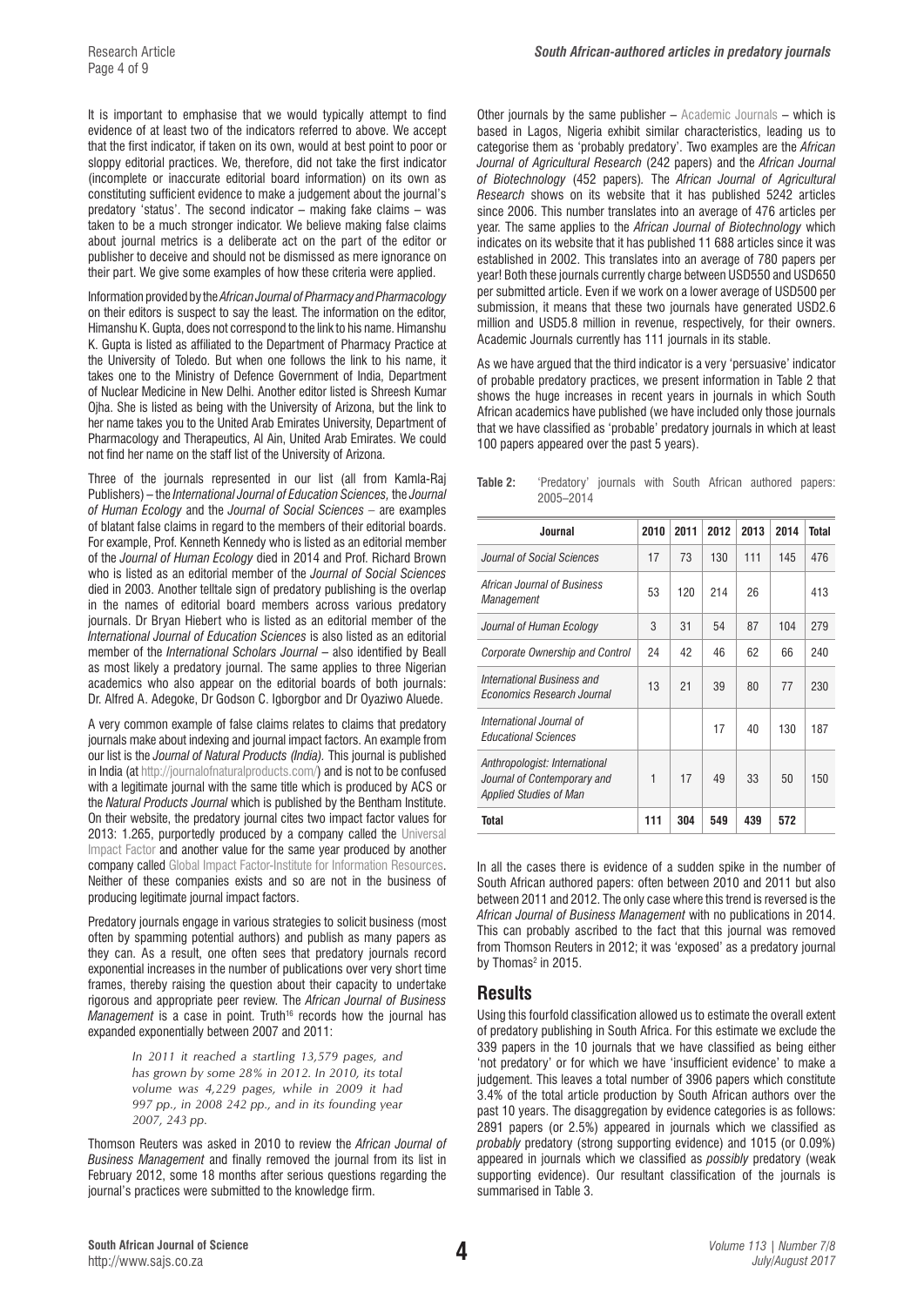It is important to emphasise that we would typically attempt to find evidence of at least two of the indicators referred to above. We accept that the first indicator, if taken on its own, would at best point to poor or sloppy editorial practices. We, therefore, did not take the first indicator (incomplete or inaccurate editorial board information) on its own as constituting sufficient evidence to make a judgement about the journal's predatory 'status'. The second indicator – making fake claims – was taken to be a much stronger indicator. We believe making false claims about journal metrics is a deliberate act on the part of the editor or publisher to deceive and should not be dismissed as mere ignorance on their part. We give some examples of how these criteria were applied.

Information provided by the *African Journal of Pharmacy and Pharmacology* on their editors is suspect to say the least. The information on the editor, Himanshu K. Gupta, does not correspond to the link to his name. Himanshu K. Gupta is listed as affiliated to the Department of Pharmacy Practice at the University of Toledo. But when one follows the link to his name, it takes one to the Ministry of Defence Government of India, Department of Nuclear Medicine in New Delhi. Another editor listed is Shreesh Kumar Ojha. She is listed as being with the University of Arizona, but the link to her name takes you to the United Arab Emirates University, Department of Pharmacology and Therapeutics, Al Ain, United Arab Emirates. We could not find her name on the staff list of the University of Arizona.

Three of the journals represented in our list (all from Kamla-Raj Publishers) – the *International Journal of Education Sciences*, the *Journal of Human Ecology* and the *Journal of Social Sciences* – are examples of blatant false claims in regard to the members of their editorial boards. For example, Prof. Kenneth Kennedy who is listed as an editorial member of the *Journal of Human Ecology* died in 2014 and Prof. Richard Brown who is listed as an editorial member of the *Journal of Social Sciences* died in 2003. Another telltale sign of predatory publishing is the overlap in the names of editorial board members across various predatory journals. Dr Bryan Hiebert who is listed as an editorial member of the *International Journal of Education Sciences* is also listed as an editorial member of the *International Scholars Journal* – also identified by Beall as most likely a predatory journal. The same applies to three Nigerian academics who also appear on the editorial boards of both journals: Dr. Alfred A. Adegoke, Dr Godson C. Igborgbor and Dr Oyaziwo Aluede.

A very common example of false claims relates to claims that predatory journals make about indexing and journal impact factors. An example from our list is the *Journal of Natural Products (India).* This journal is published in India (at http://journalofnaturalproducts.com/) and is not to be confused with a legitimate journal with the same title which is produced by ACS or the *Natural Products Journal* which is published by the Bentham Institute. On their website, the predatory journal cites two impact factor values for 2013: 1.265, purportedly produced by a company called the Universal Impact Factor and another value for the same year produced by another company called Global Impact Factor-Institute for Information Resources. Neither of these companies exists and so are not in the business of producing legitimate journal impact factors.

Predatory journals engage in various strategies to solicit business (most often by spamming potential authors) and publish as many papers as they can. As a result, one often sees that predatory journals record exponential increases in the number of publications over very short time frames, thereby raising the question about their capacity to undertake rigorous and appropriate peer review. The *African Journal of Business Management* is a case in point. Truth[16] records how the journal has expanded exponentially between 2007 and 2011:

> *In 2011 it reached a startling 13,579 pages, and has grown by some 28% in 2012. In 2010, its total volume was 4,229 pages, while in 2009 it had 997 pp., in 2008 242 pp., and in its founding year 2007, 243 pp.*

Thomson Reuters was asked in 2010 to review the *African Journal of Business Management* and finally removed the journal from its list in February 2012, some 18 months after serious questions regarding the journal's practices were submitted to the knowledge firm.

Other journals by the same publisher – Academic Journals – which is based in Lagos, Nigeria exhibit similar characteristics, leading us to categorise them as 'probably predatory'. Two examples are the *African Journal of Agricultural Research* (242 papers) and the *African Journal of Biotechnology* (452 papers). The *African Journal of Agricultural Research* shows on its website that it has published 5242 articles since 2006. This number translates into an average of 476 articles per year. The same applies to the *African Journal of Biotechnology* which indicates on its website that it has published 11 688 articles since it was established in 2002. This translates into an average of 780 papers per year! Both these journals currently charge between USD550 and USD650 per submitted article. Even if we work on a lower average of USD500 per submission, it means that these two journals have generated USD2.6 million and USD5.8 million in revenue, respectively, for their owners. Academic Journals currently has 111 journals in its stable.

As we have argued that the third indicator is a very 'persuasive' indicator of probable predatory practices, we present information in Table 2 that shows the huge increases in recent years in journals in which South African academics have published (we have included only those journals that we have classified as 'probable' predatory journals in which at least 100 papers appeared over the past 5 years).

**Table 2:** 'Predatory' journals with South African authored papers: 2005–2014

| Journal | 2010 | 2011 | 2012 | 2013 | 2014 | Total |
|---|---|---|---|---|---|---|
| *Journal of Social Sciences* | 17 | 73 | 130 | 111 | 145 | 476 |
| *African Journal of Business Management* | 53 | 120 | 214 | 26 | | 413 |
| *Journal of Human Ecology* | 3 | 31 | 54 | 87 | 104 | 279 |
| *Corporate Ownership and Control* | 24 | 42 | 46 | 62 | 66 | 240 |
| *International Business and Economics Research Journal* | 13 | 21 | 39 | 80 | 77 | 230 |
| *International Journal of Educational Sciences* | | | 17 | 40 | 130 | 187 |
| *Anthropologist: International Journal of Contemporary and Applied Studies of Man* | 1 | 17 | 49 | 33 | 50 | 150 |
| **Total** | **111** | **304** | **549** | **439** | **572** | |

In all the cases there is evidence of a sudden spike in the number of South African authored papers: often between 2010 and 2011 but also between 2011 and 2012. The only case where this trend is reversed is the *African Journal of Business Management* with no publications in 2014. This can probably ascribed to the fact that this journal was removed from Thomson Reuters in 2012; it was 'exposed' as a predatory journal by Thomas[2] in 2015.

## Results

Using this fourfold classification allowed us to estimate the overall extent of predatory publishing in South Africa. For this estimate we exclude the 339 papers in the 10 journals that we have classified as being either 'not predatory' or for which we have 'insufficient evidence' to make a judgement. This leaves a total number of 3906 papers which constitute 3.4% of the total article production by South African authors over the past 10 years. The disaggregation by evidence categories is as follows: 2891 papers (or 2.5%) appeared in journals which we classified as *probably* predatory (strong supporting evidence) and 1015 (or 0.09%) appeared in journals which we classified as *possibly* predatory (weak supporting evidence). Our resultant classification of the journals is summarised in Table 3.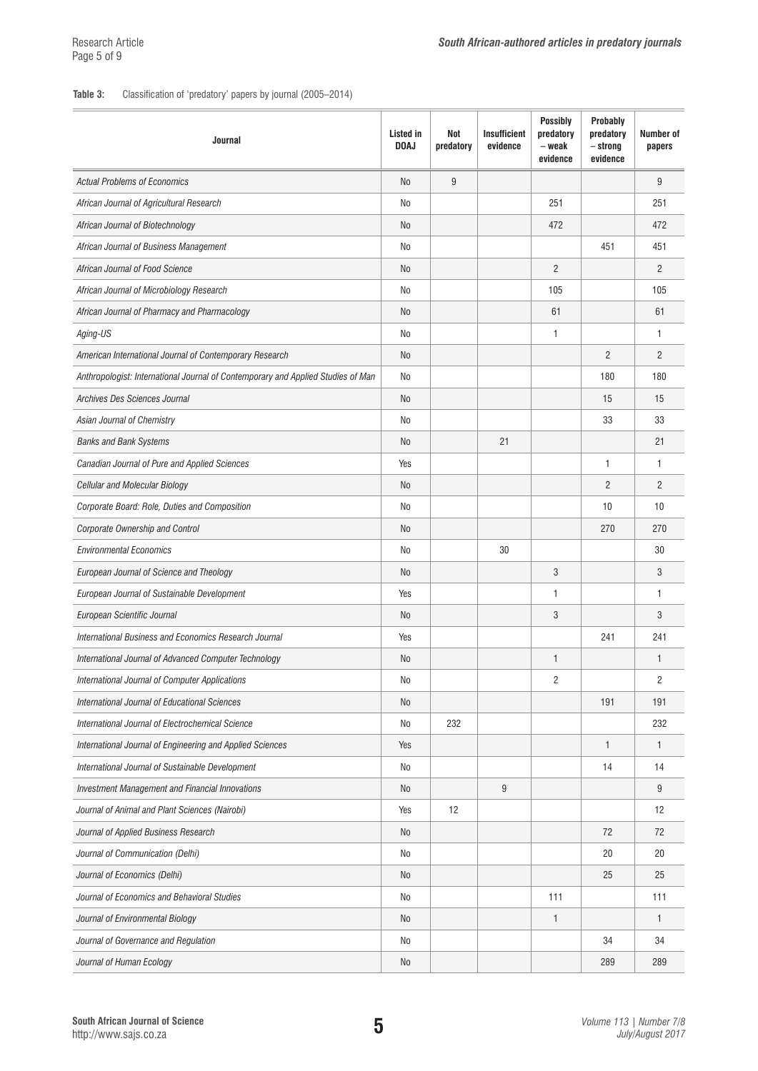**Table 3:** Classification of 'predatory' papers by journal (2005–2014)

| Journal | Listed in DOAJ | Not predatory | Insufficient evidence | Possibly predatory – weak evidence | Probably predatory – strong evidence | Number of papers |
|---|---|---|---|---|---|---|
| *Actual Problems of Economics* | No | 9 | | | | 9 |
| *African Journal of Agricultural Research* | No | | | 251 | | 251 |
| *African Journal of Biotechnology* | No | | | 472 | | 472 |
| *African Journal of Business Management* | No | | | | 451 | 451 |
| *African Journal of Food Science* | No | | | 2 | | 2 |
| *African Journal of Microbiology Research* | No | | | 105 | | 105 |
| *African Journal of Pharmacy and Pharmacology* | No | | | 61 | | 61 |
| *Aging-US* | No | | | 1 | | 1 |
| *American International Journal of Contemporary Research* | No | | | | 2 | 2 |
| *Anthropologist: International Journal of Contemporary and Applied Studies of Man* | No | | | | 180 | 180 |
| *Archives Des Sciences Journal* | No | | | | 15 | 15 |
| *Asian Journal of Chemistry* | No | | | | 33 | 33 |
| *Banks and Bank Systems* | No | | 21 | | | 21 |
| *Canadian Journal of Pure and Applied Sciences* | Yes | | | | 1 | 1 |
| *Cellular and Molecular Biology* | No | | | | 2 | 2 |
| *Corporate Board: Role, Duties and Composition* | No | | | | 10 | 10 |
| *Corporate Ownership and Control* | No | | | | 270 | 270 |
| *Environmental Economics* | No | | 30 | | | 30 |
| *European Journal of Science and Theology* | No | | | 3 | | 3 |
| *European Journal of Sustainable Development* | Yes | | | 1 | | 1 |
| *European Scientific Journal* | No | | | 3 | | 3 |
| *International Business and Economics Research Journal* | Yes | | | | 241 | 241 |
| *International Journal of Advanced Computer Technology* | No | | | 1 | | 1 |
| *International Journal of Computer Applications* | No | | | 2 | | 2 |
| *International Journal of Educational Sciences* | No | | | | 191 | 191 |
| *International Journal of Electrochemical Science* | No | 232 | | | | 232 |
| *International Journal of Engineering and Applied Sciences* | Yes | | | | 1 | 1 |
| *International Journal of Sustainable Development* | No | | | | 14 | 14 |
| *Investment Management and Financial Innovations* | No | | 9 | | | 9 |
| *Journal of Animal and Plant Sciences (Nairobi)* | Yes | 12 | | | | 12 |
| *Journal of Applied Business Research* | No | | | | 72 | 72 |
| *Journal of Communication (Delhi)* | No | | | | 20 | 20 |
| *Journal of Economics (Delhi)* | No | | | | 25 | 25 |
| *Journal of Economics and Behavioral Studies* | No | | | 111 | | 111 |
| *Journal of Environmental Biology* | No | | | 1 | | 1 |
| *Journal of Governance and Regulation* | No | | | | 34 | 34 |
| *Journal of Human Ecology* | No | | | | 289 | 289 |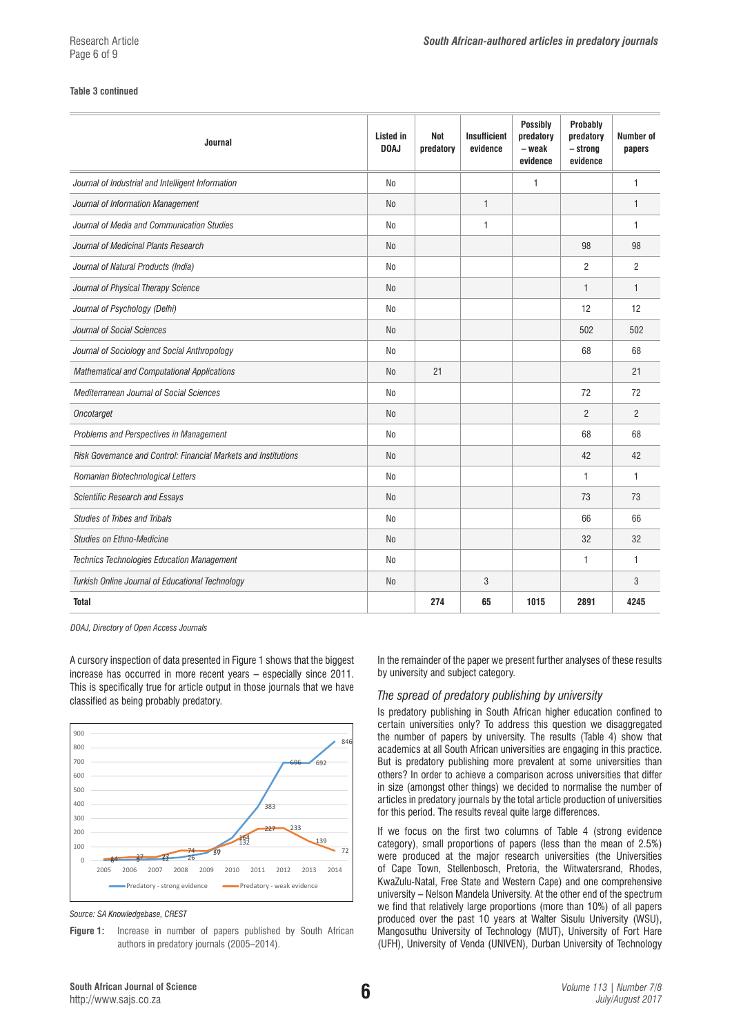**Table 3 continued**

| Journal | Listed in DOAJ | Not predatory | Insufficient evidence | Possibly predatory – weak evidence | Probably predatory – strong evidence | Number of papers |
|---|---|---|---|---|---|---|
| *Journal of Industrial and Intelligent Information* | No | | | 1 | | 1 |
| *Journal of Information Management* | No | | 1 | | | 1 |
| *Journal of Media and Communication Studies* | No | | 1 | | | 1 |
| *Journal of Medicinal Plants Research* | No | | | | 98 | 98 |
| *Journal of Natural Products (India)* | No | | | | 2 | 2 |
| *Journal of Physical Therapy Science* | No | | | | 1 | 1 |
| *Journal of Psychology (Delhi)* | No | | | | 12 | 12 |
| *Journal of Social Sciences* | No | | | | 502 | 502 |
| *Journal of Sociology and Social Anthropology* | No | | | | 68 | 68 |
| *Mathematical and Computational Applications* | No | 21 | | | | 21 |
| *Mediterranean Journal of Social Sciences* | No | | | | 72 | 72 |
| *Oncotarget* | No | | | | 2 | 2 |
| *Problems and Perspectives in Management* | No | | | | 68 | 68 |
| *Risk Governance and Control: Financial Markets and Institutions* | No | | | | 42 | 42 |
| *Romanian Biotechnological Letters* | No | | | | 1 | 1 |
| *Scientific Research and Essays* | No | | | | 73 | 73 |
| *Studies of Tribes and Tribals* | No | | | | 66 | 66 |
| *Studies on Ethno-Medicine* | No | | | | 32 | 32 |
| *Technics Technologies Education Management* | No | | | | 1 | 1 |
| *Turkish Online Journal of Educational Technology* | No | | 3 | | | 3 |
| **Total** | | **274** | **65** | **1015** | **2891** | **4245** |

*DOAJ, Directory of Open Access Journals*

A cursory inspection of data presented in Figure 1 shows that the biggest increase has occurred in more recent years – especially since 2011. This is specifically true for article output in those journals that we have classified as being probably predatory.

*Source: SA Knowledgebase, CREST*

**Figure 1:** Increase in number of papers published by South African authors in predatory journals (2005–2014).

In the remainder of the paper we present further analyses of these results by university and subject category.

### *The spread of predatory publishing by university*

Is predatory publishing in South African higher education confined to certain universities only? To address this question we disaggregated the number of papers by university. The results (Table 4) show that academics at all South African universities are engaging in this practice. But is predatory publishing more prevalent at some universities than others? In order to achieve a comparison across universities that differ in size (amongst other things) we decided to normalise the number of articles in predatory journals by the total article production of universities for this period. The results reveal quite large differences.

If we focus on the first two columns of Table 4 (strong evidence category), small proportions of papers (less than the mean of 2.5%) were produced at the major research universities (the Universities of Cape Town, Stellenbosch, Pretoria, the Witwatersrand, Rhodes, KwaZulu-Natal, Free State and Western Cape) and one comprehensive university – Nelson Mandela University. At the other end of the spectrum we find that relatively large proportions (more than 10%) of all papers produced over the past 10 years at Walter Sisulu University (WSU), Mangosuthu University of Technology (MUT), University of Fort Hare (UFH), University of Venda (UNIVEN), Durban University of Technology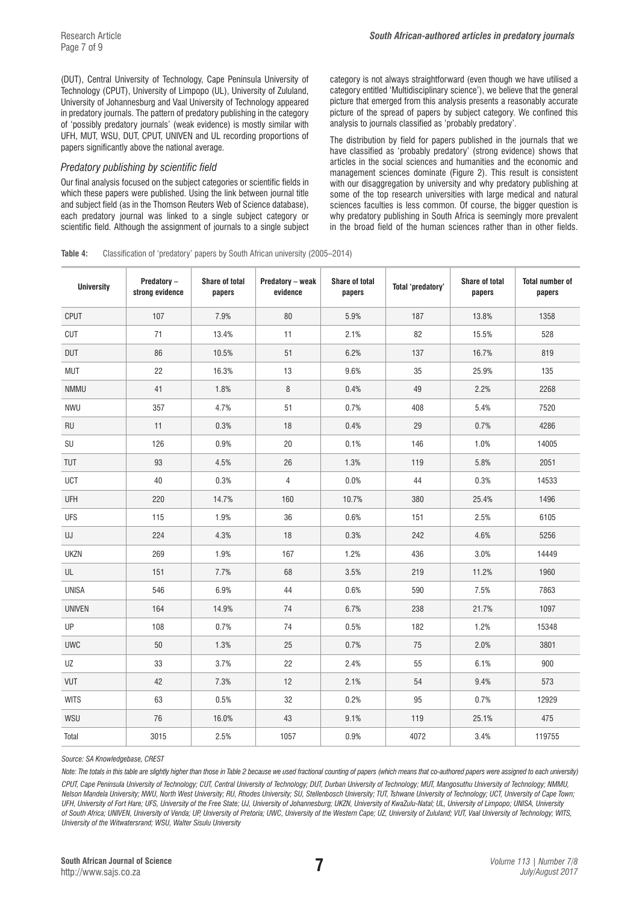(DUT), Central University of Technology, Cape Peninsula University of Technology (CPUT), University of Limpopo (UL), University of Zululand, University of Johannesburg and Vaal University of Technology appeared in predatory journals. The pattern of predatory publishing in the category of 'possibly predatory journals' (weak evidence) is mostly similar with UFH, MUT, WSU, DUT, CPUT, UNIVEN and UL recording proportions of papers significantly above the national average.

### *Predatory publishing by scientific field*

Our final analysis focused on the subject categories or scientific fields in which these papers were published. Using the link between journal title and subject field (as in the Thomson Reuters Web of Science database), each predatory journal was linked to a single subject category or scientific field. Although the assignment of journals to a single subject category is not always straightforward (even though we have utilised a category entitled 'Multidisciplinary science'), we believe that the general picture that emerged from this analysis presents a reasonably accurate picture of the spread of papers by subject category. We confined this analysis to journals classified as 'probably predatory'.

The distribution by field for papers published in the journals that we have classified as 'probably predatory' (strong evidence) shows that articles in the social sciences and humanities and the economic and management sciences dominate (Figure 2). This result is consistent with our disaggregation by university and why predatory publishing at some of the top research universities with large medical and natural sciences faculties is less common. Of course, the bigger question is why predatory publishing in South Africa is seemingly more prevalent in the broad field of the human sciences rather than in other fields.

**Table 4:** Classification of 'predatory' papers by South African university (2005–2014)

| University | Predatory – strong evidence | Share of total papers | Predatory – weak evidence | Share of total papers | Total 'predatory' | Share of total papers | Total number of papers |
|---|---|---|---|---|---|---|---|
| CPUT | 107 | 7.9% | 80 | 5.9% | 187 | 13.8% | 1358 |
| CUT | 71 | 13.4% | 11 | 2.1% | 82 | 15.5% | 528 |
| DUT | 86 | 10.5% | 51 | 6.2% | 137 | 16.7% | 819 |
| MUT | 22 | 16.3% | 13 | 9.6% | 35 | 25.9% | 135 |
| NMMU | 41 | 1.8% | 8 | 0.4% | 49 | 2.2% | 2268 |
| NWU | 357 | 4.7% | 51 | 0.7% | 408 | 5.4% | 7520 |
| RU | 11 | 0.3% | 18 | 0.4% | 29 | 0.7% | 4286 |
| SU | 126 | 0.9% | 20 | 0.1% | 146 | 1.0% | 14005 |
| TUT | 93 | 4.5% | 26 | 1.3% | 119 | 5.8% | 2051 |
| UCT | 40 | 0.3% | 4 | 0.0% | 44 | 0.3% | 14533 |
| UFH | 220 | 14.7% | 160 | 10.7% | 380 | 25.4% | 1496 |
| UFS | 115 | 1.9% | 36 | 0.6% | 151 | 2.5% | 6105 |
| UJ | 224 | 4.3% | 18 | 0.3% | 242 | 4.6% | 5256 |
| UKZN | 269 | 1.9% | 167 | 1.2% | 436 | 3.0% | 14449 |
| UL | 151 | 7.7% | 68 | 3.5% | 219 | 11.2% | 1960 |
| UNISA | 546 | 6.9% | 44 | 0.6% | 590 | 7.5% | 7863 |
| UNIVEN | 164 | 14.9% | 74 | 6.7% | 238 | 21.7% | 1097 |
| UP | 108 | 0.7% | 74 | 0.5% | 182 | 1.2% | 15348 |
| UWC | 50 | 1.3% | 25 | 0.7% | 75 | 2.0% | 3801 |
| UZ | 33 | 3.7% | 22 | 2.4% | 55 | 6.1% | 900 |
| VUT | 42 | 7.3% | 12 | 2.1% | 54 | 9.4% | 573 |
| WITS | 63 | 0.5% | 32 | 0.2% | 95 | 0.7% | 12929 |
| WSU | 76 | 16.0% | 43 | 9.1% | 119 | 25.1% | 475 |
| Total | 3015 | 2.5% | 1057 | 0.9% | 4072 | 3.4% | 119755 |

*Source: SA Knowledgebase, CREST*

*Note: The totals in this table are slightly higher than those in Table 2 because we used fractional counting of papers (which means that co-authored papers were assigned to each university)*

*CPUT, Cape Peninsula University of Technology; CUT, Central University of Technology; DUT, Durban University of Technology; MUT, Mangosuthu University of Technology; NMMU, Nelson Mandela University; NWU, North West University; RU, Rhodes University; SU, Stellenbosch University; TUT, Tshwane University of Technology; UCT, University of Cape Town; UFH, University of Fort Hare; UFS, University of the Free State; UJ, University of Johannesburg; UKZN, University of KwaZulu-Natal; UL, University of Limpopo; UNISA, University of South Africa; UNIVEN, University of Venda; UP, University of Pretoria; UWC, University of the Western Cape; UZ, University of Zululand; VUT, Vaal University of Technology; WITS, University of the Witwatersrand; WSU, Walter Sisulu University*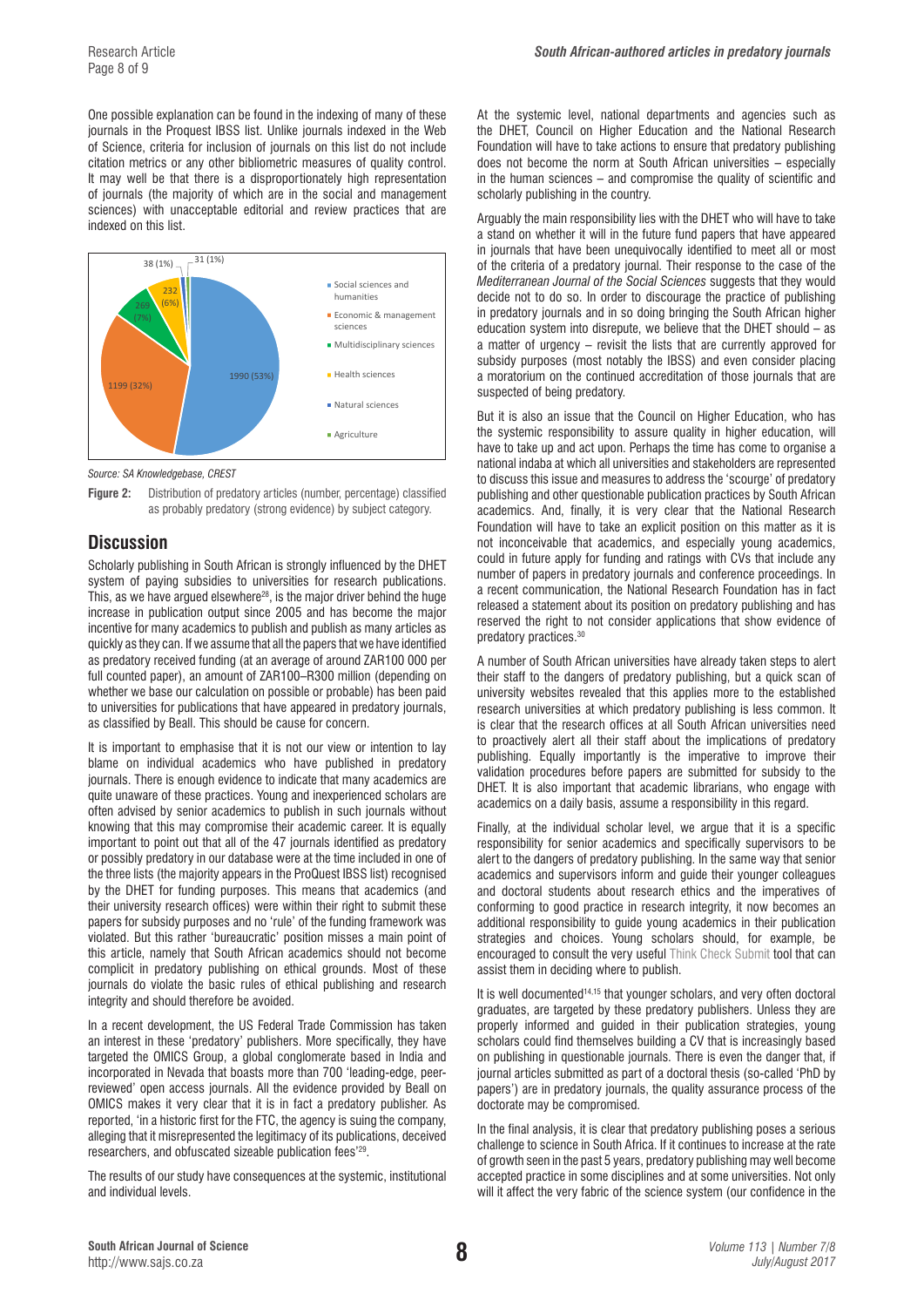One possible explanation can be found in the indexing of many of these journals in the Proquest IBSS list. Unlike journals indexed in the Web of Science, criteria for inclusion of journals on this list do not include citation metrics or any other bibliometric measures of quality control. It may well be that there is a disproportionately high representation of journals (the majority of which are in the social and management sciences) with unacceptable editorial and review practices that are indexed on this list.

38 (1%)
31 (1%)
232 (6%)
269 (7%)
1199 (32%)
1990 (53%)

Social sciences and humanities
Economic & management sciences
Multidisciplinary sciences
Health sciences
Natural sciences
Agriculture

*Source: SA Knowledgebase, CREST*

**Figure 2:** Distribution of predatory articles (number, percentage) classified as probably predatory (strong evidence) by subject category.

## Discussion

Scholarly publishing in South African is strongly influenced by the DHET system of paying subsidies to universities for research publications. This, as we have argued elsewhere[28], is the major driver behind the huge increase in publication output since 2005 and has become the major incentive for many academics to publish and publish as many articles as quickly as they can. If we assume that all the papers that we have identified as predatory received funding (at an average of around ZAR100 000 per full counted paper), an amount of ZAR100–R300 million (depending on whether we base our calculation on possible or probable) has been paid to universities for publications that have appeared in predatory journals, as classified by Beall. This should be cause for concern.

It is important to emphasise that it is not our view or intention to lay blame on individual academics who have published in predatory journals. There is enough evidence to indicate that many academics are quite unaware of these practices. Young and inexperienced scholars are often advised by senior academics to publish in such journals without knowing that this may compromise their academic career. It is equally important to point out that all of the 47 journals identified as predatory or possibly predatory in our database were at the time included in one of the three lists (the majority appears in the ProQuest IBSS list) recognised by the DHET for funding purposes. This means that academics (and their university research offices) were within their right to submit these papers for subsidy purposes and no 'rule' of the funding framework was violated. But this rather 'bureaucratic' position misses a main point of this article, namely that South African academics should not become complicit in predatory publishing on ethical grounds. Most of these journals do violate the basic rules of ethical publishing and research integrity and should therefore be avoided.

In a recent development, the US Federal Trade Commission has taken an interest in these 'predatory' publishers. More specifically, they have targeted the OMICS Group, a global conglomerate based in India and incorporated in Nevada that boasts more than 700 'leading-edge, peer-reviewed' open access journals. All the evidence provided by Beall on OMICS makes it very clear that it is in fact a predatory publisher. As reported, 'in a historic first for the FTC, the agency is suing the company, alleging that it misrepresented the legitimacy of its publications, deceived researchers, and obfuscated sizeable publication fees'[29].

The results of our study have consequences at the systemic, institutional and individual levels.

At the systemic level, national departments and agencies such as the DHET, Council on Higher Education and the National Research Foundation will have to take actions to ensure that predatory publishing does not become the norm at South African universities – especially in the human sciences – and compromise the quality of scientific and scholarly publishing in the country.

Arguably the main responsibility lies with the DHET who will have to take a stand on whether it will in the future fund papers that have appeared in journals that have been unequivocally identified to meet all or most of the criteria of a predatory journal. Their response to the case of the *Mediterranean Journal of the Social Sciences* suggests that they would decide not to do so. In order to discourage the practice of publishing in predatory journals and in so doing bringing the South African higher education system into disrepute, we believe that the DHET should – as a matter of urgency – revisit the lists that are currently approved for subsidy purposes (most notably the IBSS) and even consider placing a moratorium on the continued accreditation of those journals that are suspected of being predatory.

But it is also an issue that the Council on Higher Education, who has the systemic responsibility to assure quality in higher education, will have to take up and act upon. Perhaps the time has come to organise a national indaba at which all universities and stakeholders are represented to discuss this issue and measures to address the 'scourge' of predatory publishing and other questionable publication practices by South African academics. And, finally, it is very clear that the National Research Foundation will have to take an explicit position on this matter as it is not inconceivable that academics, and especially young academics, could in future apply for funding and ratings with CVs that include any number of papers in predatory journals and conference proceedings. In a recent communication, the National Research Foundation has in fact released a statement about its position on predatory publishing and has reserved the right to not consider applications that show evidence of predatory practices.[30]

A number of South African universities have already taken steps to alert their staff to the dangers of predatory publishing, but a quick scan of university websites revealed that this applies more to the established research universities at which predatory publishing is less common. It is clear that the research offices at all South African universities need to proactively alert all their staff about the implications of predatory publishing. Equally importantly is the imperative to improve their validation procedures before papers are submitted for subsidy to the DHET. It is also important that academic librarians, who engage with academics on a daily basis, assume a responsibility in this regard.

Finally, at the individual scholar level, we argue that it is a specific responsibility for senior academics and specifically supervisors to be alert to the dangers of predatory publishing. In the same way that senior academics and supervisors inform and guide their younger colleagues and doctoral students about research ethics and the imperatives of conforming to good practice in research integrity, it now becomes an additional responsibility to guide young academics in their publication strategies and choices. Young scholars should, for example, be encouraged to consult the very useful Think Check Submit tool that can assist them in deciding where to publish.

It is well documented[14,15] that younger scholars, and very often doctoral graduates, are targeted by these predatory publishers. Unless they are properly informed and guided in their publication strategies, young scholars could find themselves building a CV that is increasingly based on publishing in questionable journals. There is even the danger that, if journal articles submitted as part of a doctoral thesis (so-called 'PhD by papers') are in predatory journals, the quality assurance process of the doctorate may be compromised.

In the final analysis, it is clear that predatory publishing poses a serious challenge to science in South Africa. If it continues to increase at the rate of growth seen in the past 5 years, predatory publishing may well become accepted practice in some disciplines and at some universities. Not only will it affect the very fabric of the science system (our confidence in the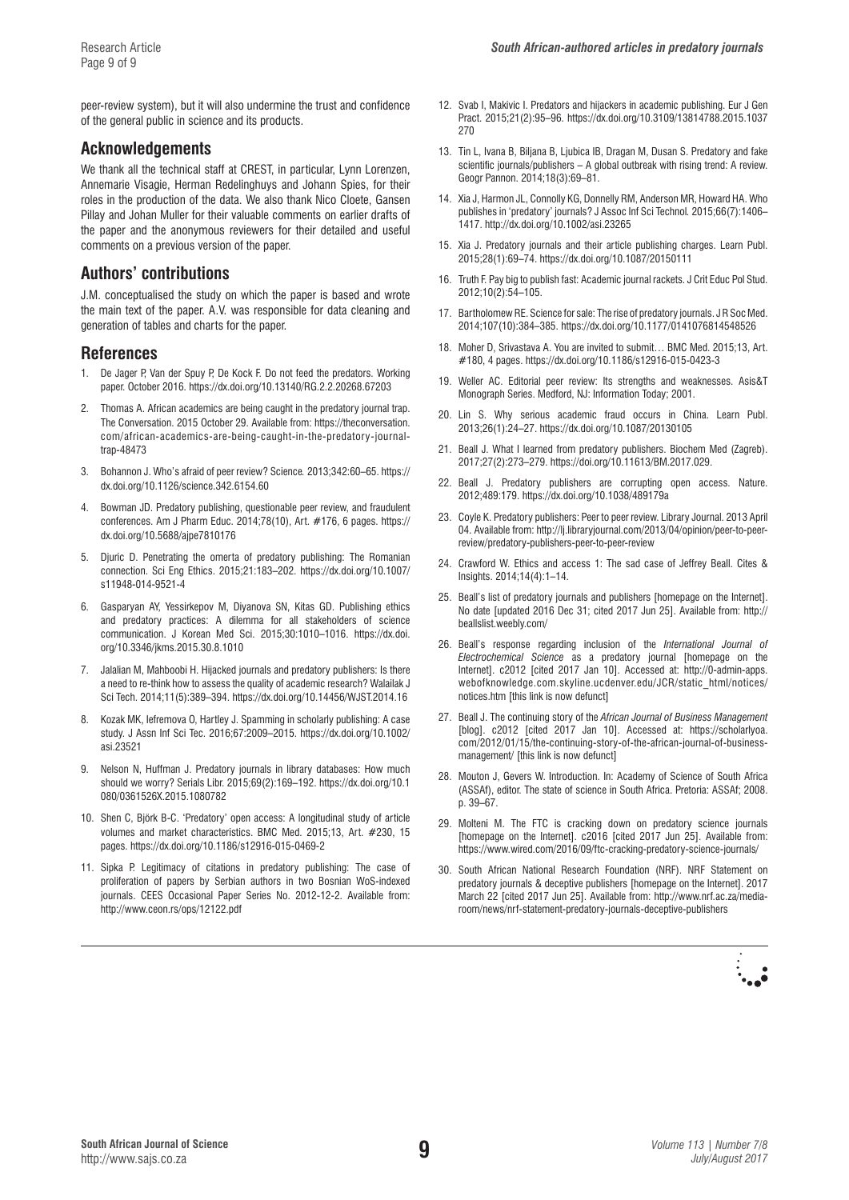peer-review system), but it will also undermine the trust and confidence of the general public in science and its products.

## Acknowledgements

We thank all the technical staff at CREST, in particular, Lynn Lorenzen, Annemarie Visagie, Herman Redelinghuys and Johann Spies, for their roles in the production of the data. We also thank Nico Cloete, Gansen Pillay and Johan Muller for their valuable comments on earlier drafts of the paper and the anonymous reviewers for their detailed and useful comments on a previous version of the paper.

## Authors' contributions

J.M. conceptualised the study on which the paper is based and wrote the main text of the paper. A.V. was responsible for data cleaning and generation of tables and charts for the paper.

## References

1. De Jager P, Van der Spuy P, De Kock F. Do not feed the predators. Working paper. October 2016. https://dx.doi.org/10.13140/RG.2.2.20268.67203
2. Thomas A. African academics are being caught in the predatory journal trap. The Conversation. 2015 October 29. Available from: https://theconversation.com/african-academics-are-being-caught-in-the-predatory-journal-trap-48473
3. Bohannon J. Who's afraid of peer review? Science. 2013;342:60–65. https://dx.doi.org/10.1126/science.342.6154.60
4. Bowman JD. Predatory publishing, questionable peer review, and fraudulent conferences. Am J Pharm Educ. 2014;78(10), Art. #176, 6 pages. https://dx.doi.org/10.5688/ajpe7810176
5. Djuric D. Penetrating the omerta of predatory publishing: The Romanian connection. Sci Eng Ethics. 2015;21:183–202. https://dx.doi.org/10.1007/s11948-014-9521-4
6. Gasparyan AY, Yessirkepov M, Diyanova SN, Kitas GD. Publishing ethics and predatory practices: A dilemma for all stakeholders of science communication. J Korean Med Sci. 2015;30:1010–1016. https://dx.doi.org/10.3346/jkms.2015.30.8.1010
7. Jalalian M, Mahboobi H. Hijacked journals and predatory publishers: Is there a need to re-think how to assess the quality of academic research? Walailak J Sci Tech. 2014;11(5):389–394. https://dx.doi.org/10.14456/WJST.2014.16
8. Kozak MK, Iefremova O, Hartley J. Spamming in scholarly publishing: A case study. J Assn Inf Sci Tec. 2016;67:2009–2015. https://dx.doi.org/10.1002/asi.23521
9. Nelson N, Huffman J. Predatory journals in library databases: How much should we worry? Serials Libr. 2015;69(2):169–192. https://dx.doi.org/10.1080/0361526X.2015.1080782
10. Shen C, Björk B-C. 'Predatory' open access: A longitudinal study of article volumes and market characteristics. BMC Med. 2015;13, Art. #230, 15 pages. https://dx.doi.org/10.1186/s12916-015-0469-2
11. Sipka P. Legitimacy of citations in predatory publishing: The case of proliferation of papers by Serbian authors in two Bosnian WoS-indexed journals. CEES Occasional Paper Series No. 2012-12-2. Available from: http://www.ceon.rs/ops/12122.pdf
12. Svab I, Makivic I. Predators and hijackers in academic publishing. Eur J Gen Pract. 2015;21(2):95–96. https://dx.doi.org/10.3109/13814788.2015.1037270
13. Tin L, Ivana B, Biljana B, Ljubica IB, Dragan M, Dusan S. Predatory and fake scientific journals/publishers – A global outbreak with rising trend: A review. Geogr Pannon. 2014;18(3):69–81.
14. Xia J, Harmon JL, Connolly KG, Donnelly RM, Anderson MR, Howard HA. Who publishes in 'predatory' journals? J Assoc Inf Sci Technol. 2015;66(7):1406–1417. http://dx.doi.org/10.1002/asi.23265
15. Xia J. Predatory journals and their article publishing charges. Learn Publ. 2015;28(1):69–74. https://dx.doi.org/10.1087/20150111
16. Truth F. Pay big to publish fast: Academic journal rackets. J Crit Educ Pol Stud. 2012;10(2):54–105.
17. Bartholomew RE. Science for sale: The rise of predatory journals. J R Soc Med. 2014;107(10):384–385. https://dx.doi.org/10.1177/0141076814548526
18. Moher D, Srivastava A. You are invited to submit… BMC Med. 2015;13, Art. #180, 4 pages. https://dx.doi.org/10.1186/s12916-015-0423-3
19. Weller AC. Editorial peer review: Its strengths and weaknesses. Asis&T Monograph Series. Medford, NJ: Information Today; 2001.
20. Lin S. Why serious academic fraud occurs in China. Learn Publ. 2013;26(1):24–27. https://dx.doi.org/10.1087/20130105
21. Beall J. What I learned from predatory publishers. Biochem Med (Zagreb). 2017;27(2):273–279. https://doi.org/10.11613/BM.2017.029.
22. Beall J. Predatory publishers are corrupting open access. Nature. 2012;489:179. https://dx.doi.org/10.1038/489179a
23. Coyle K. Predatory publishers: Peer to peer review. Library Journal. 2013 April 04. Available from: http://lj.libraryjournal.com/2013/04/opinion/peer-to-peer-review/predatory-publishers-peer-to-peer-review
24. Crawford W. Ethics and access 1: The sad case of Jeffrey Beall. Cites & Insights. 2014;14(4):1–14.
25. Beall's list of predatory journals and publishers [homepage on the Internet]. No date [updated 2016 Dec 31; cited 2017 Jun 25]. Available from: http://beallslist.weebly.com/
26. Beall's response regarding inclusion of the *International Journal of Electrochemical Science* as a predatory journal [homepage on the Internet]. c2012 [cited 2017 Jan 10]. Accessed at: http://0-admin-apps.webofknowledge.com.skyline.ucdenver.edu/JCR/static_html/notices/notices.htm [this link is now defunct]
27. Beall J. The continuing story of the *African Journal of Business Management* [blog]. c2012 [cited 2017 Jan 10]. Accessed at: https://scholarlyoa.com/2012/01/15/the-continuing-story-of-the-african-journal-of-business-management/ [this link is now defunct]
28. Mouton J, Gevers W. Introduction. In: Academy of Science of South Africa (ASSAf), editor. The state of science in South Africa. Pretoria: ASSAf; 2008. p. 39–67.
29. Molteni M. The FTC is cracking down on predatory science journals [homepage on the Internet]. c2016 [cited 2017 Jun 25]. Available from: https://www.wired.com/2016/09/ftc-cracking-predatory-science-journals/
30. South African National Research Foundation (NRF). NRF Statement on predatory journals & deceptive publishers [homepage on the Internet]. 2017 March 22 [cited 2017 Jun 25]. Available from: http://www.nrf.ac.za/media-room/news/nrf-statement-predatory-journals-deceptive-publishers